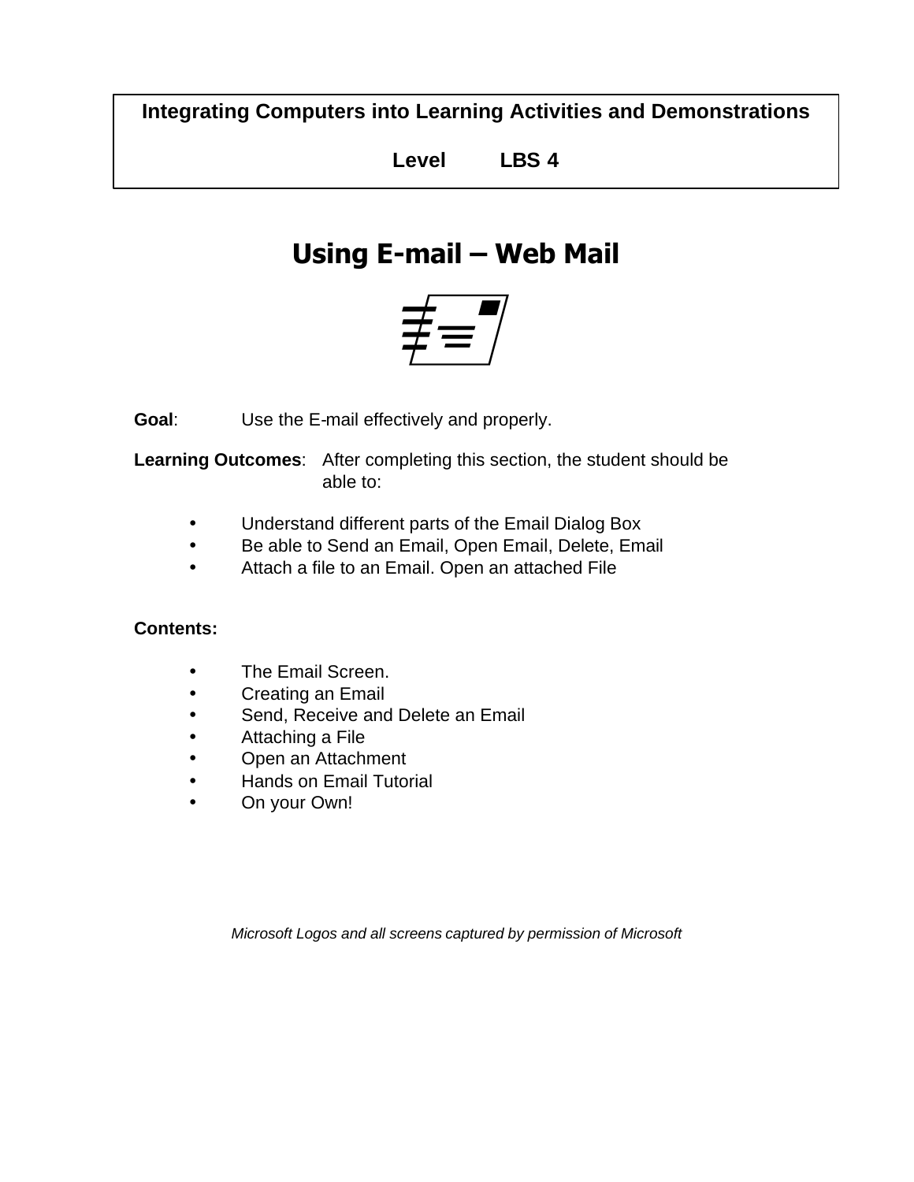**Integrating Computers into Learning Activities and Demonstrations**

**Level LBS 4**

# Using E-mail – Web Mail

**Goal**: Use the E-mail effectively and properly.

**Learning Outcomes**: After completing this section, the student should be able to:

- Understand different parts of the Email Dialog Box
- Be able to Send an Email, Open Email, Delete, Email
- Attach a file to an Email. Open an attached File

**Contents:**

- The Email Screen.
- Creating an Email
- Send, Receive and Delete an Email
- Attaching a File
- Open an Attachment
- Hands on Email Tutorial
- On your Own!

*Microsoft Logos and all screens captured by permission of Microsoft*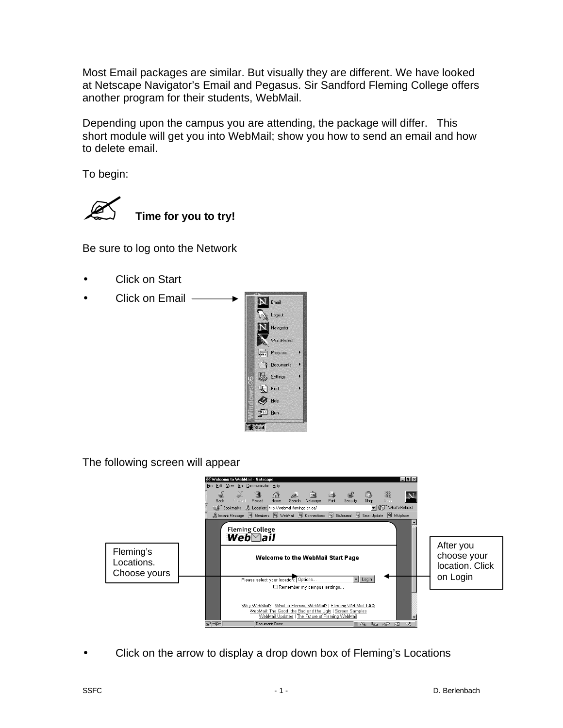Most Email packages are similar. But visually they are different. We have looked at Netscape Navigator's Email and Pegasus. Sir Sandford Fleming College offers another program for their students, WebMail.

Depending upon the campus you are attending, the package will differ. This short module will get you into WebMail; show you how to send an email and how to delete email.

To begin:

**Time for you to try!**

Be sure to log onto the Network

- Click on Start
- Click on Email

The following screen will appear

Fleming's Locations. Choose yours

After you choose your location. Click on Login

- Click on the arrow to display a drop down box of Fleming's Locations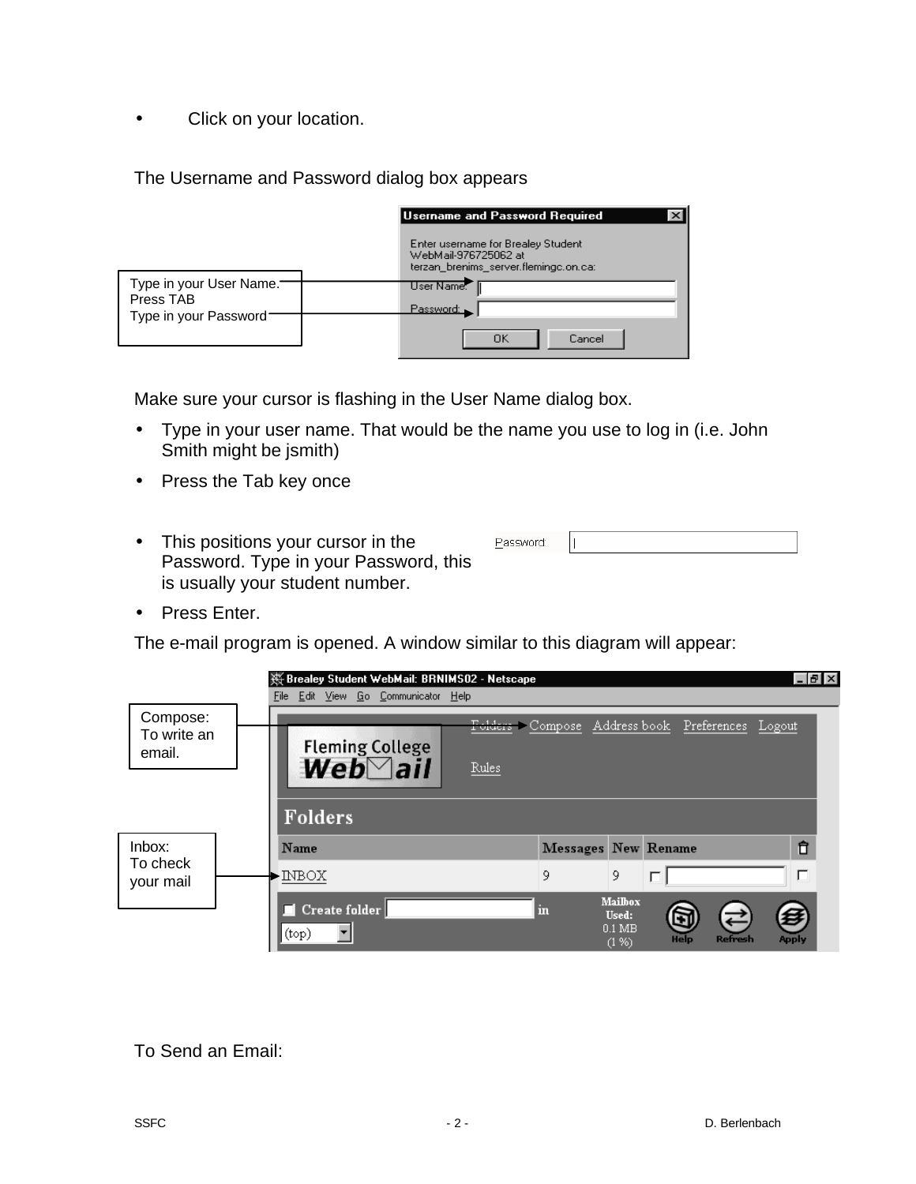- Click on your location.

The Username and Password dialog box appears

Type in your User Name.
Press TAB
Type in your Password

Make sure your cursor is flashing in the User Name dialog box.

- Type in your user name. That would be the name you use to log in (i.e. John Smith might be jsmith)
- Press the Tab key once
- This positions your cursor in the Password. Type in your Password, this is usually your student number.
- Press Enter.

The e-mail program is opened. A window similar to this diagram will appear:

Compose: To write an email.

Inbox: To check your mail

To Send an Email: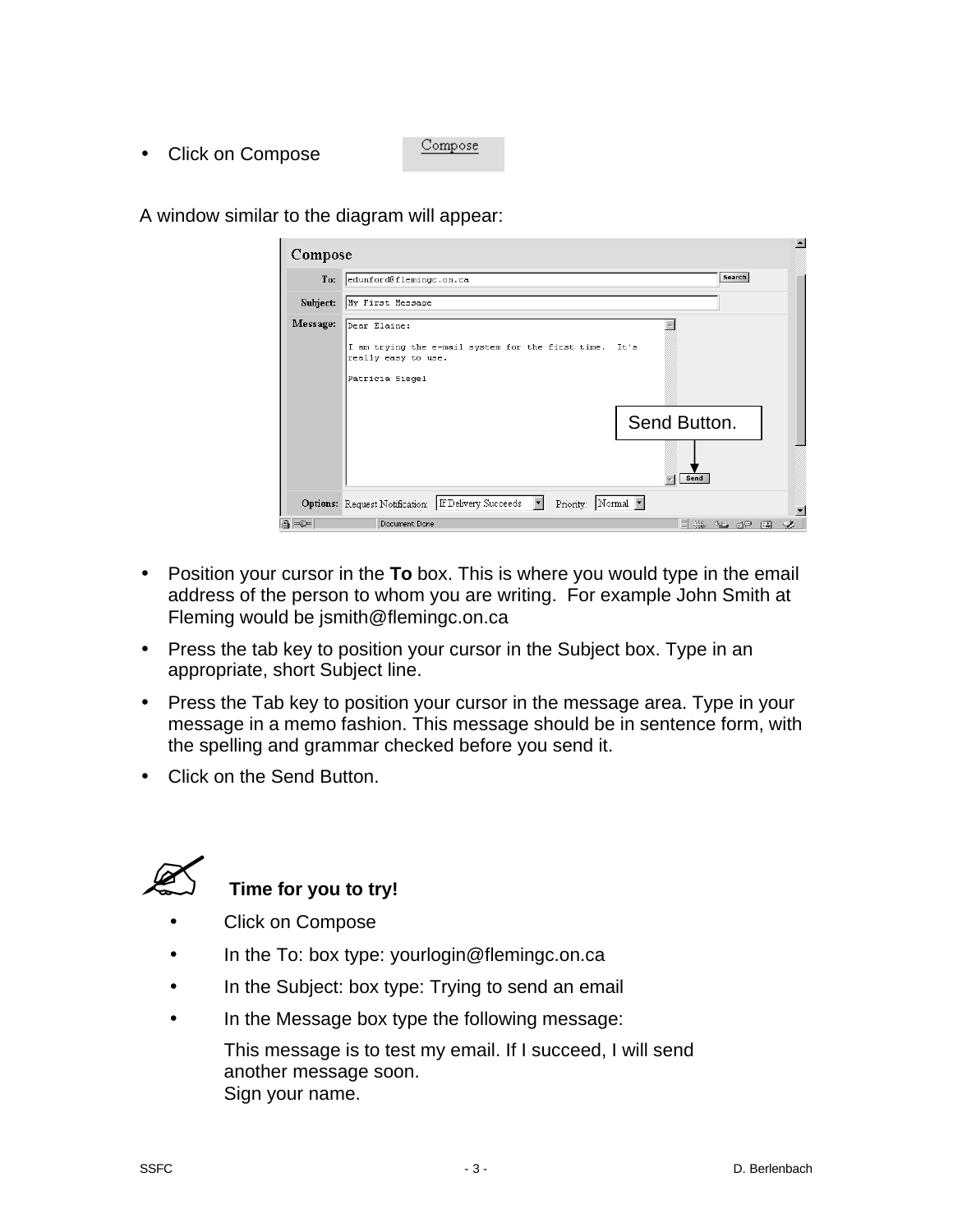- Click on Compose

A window similar to the diagram will appear:

- Position your cursor in the **To** box. This is where you would type in the email address of the person to whom you are writing. For example John Smith at Fleming would be jsmith@flemingc.on.ca
- Press the tab key to position your cursor in the Subject box. Type in an appropriate, short Subject line.
- Press the Tab key to position your cursor in the message area. Type in your message in a memo fashion. This message should be in sentence form, with the spelling and grammar checked before you send it.
- Click on the Send Button.

**Time for you to try!**

- Click on Compose
- In the To: box type: yourlogin@flemingc.on.ca
- In the Subject: box type: Trying to send an email
- In the Message box type the following message:

  This message is to test my email. If I succeed, I will send another message soon.
  Sign your name.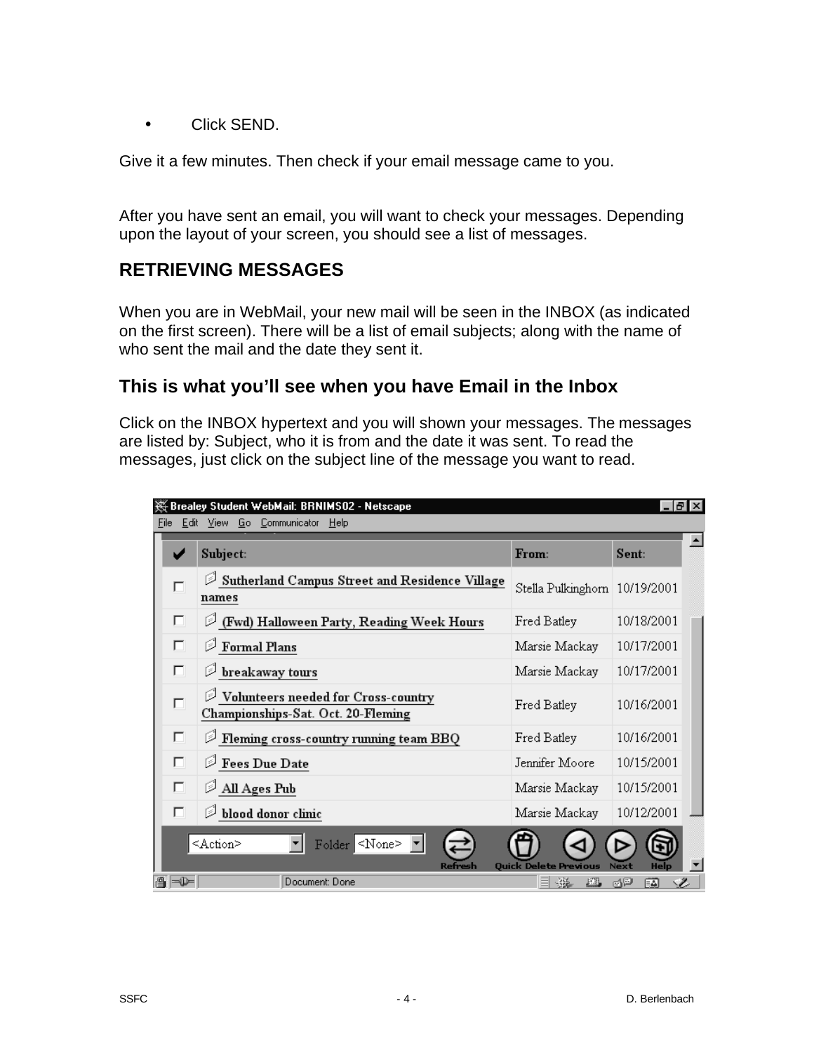- Click SEND.

Give it a few minutes. Then check if your email message came to you.

After you have sent an email, you will want to check your messages. Depending upon the layout of your screen, you should see a list of messages.

## RETRIEVING MESSAGES

When you are in WebMail, your new mail will be seen in the INBOX (as indicated on the first screen). There will be a list of email subjects; along with the name of who sent the mail and the date they sent it.

### This is what you'll see when you have Email in the Inbox

Click on the INBOX hypertext and you will shown your messages. The messages are listed by: Subject, who it is from and the date it was sent. To read the messages, just click on the subject line of the message you want to read.

Brealey Student WebMail: BRNIMS02 - Netscape

File Edit View Go Communicator Help

| ✔ | Subject: | From: | Sent: |
|---|---|---|---|
| ☐ | Sutherland Campus Street and Residence Village names | Stella Pulkinghorn | 10/19/2001 |
| ☐ | (Fwd) Halloween Party, Reading Week Hours | Fred Batley | 10/18/2001 |
| ☐ | Formal Plans | Marsie Mackay | 10/17/2001 |
| ☐ | breakaway tours | Marsie Mackay | 10/17/2001 |
| ☐ | Volunteers needed for Cross-country Championships-Sat. Oct. 20-Fleming | Fred Batley | 10/16/2001 |
| ☐ | Fleming cross-country running team BBQ | Fred Batley | 10/16/2001 |
| ☐ | Fees Due Date | Jennifer Moore | 10/15/2001 |
| ☐ | All Ages Pub | Marsie Mackay | 10/15/2001 |
| ☐ | blood donor clinic | Marsie Mackay | 10/12/2001 |

<Action> Folder <None> Refresh Quick Delete Previous Next Help

Document: Done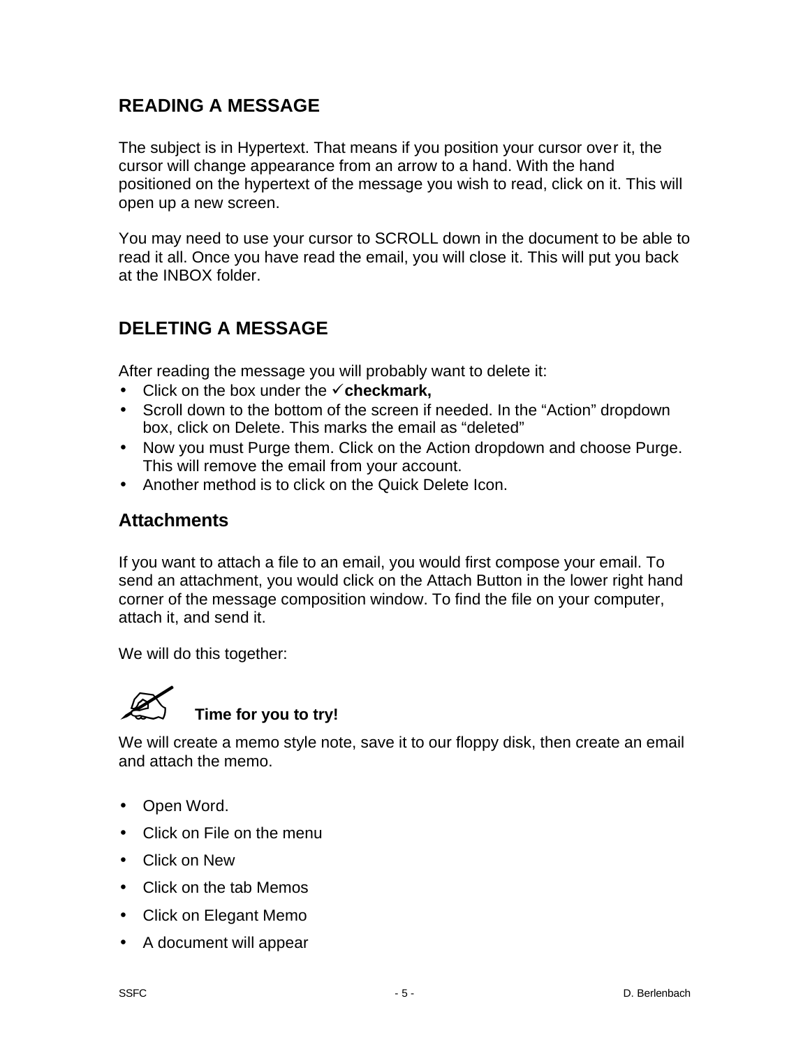## READING A MESSAGE

The subject is in Hypertext. That means if you position your cursor over it, the cursor will change appearance from an arrow to a hand. With the hand positioned on the hypertext of the message you wish to read, click on it. This will open up a new screen.

You may need to use your cursor to SCROLL down in the document to be able to read it all. Once you have read the email, you will close it. This will put you back at the INBOX folder.

## DELETING A MESSAGE

After reading the message you will probably want to delete it:

- Click on the box under the ✓**checkmark,**
- Scroll down to the bottom of the screen if needed. In the "Action" dropdown box, click on Delete. This marks the email as "deleted"
- Now you must Purge them. Click on the Action dropdown and choose Purge. This will remove the email from your account.
- Another method is to click on the Quick Delete Icon.

## Attachments

If you want to attach a file to an email, you would first compose your email. To send an attachment, you would click on the Attach Button in the lower right hand corner of the message composition window. To find the file on your computer, attach it, and send it.

We will do this together:

✍ **Time for you to try!**

We will create a memo style note, save it to our floppy disk, then create an email and attach the memo.

- Open Word.
- Click on File on the menu
- Click on New
- Click on the tab Memos
- Click on Elegant Memo
- A document will appear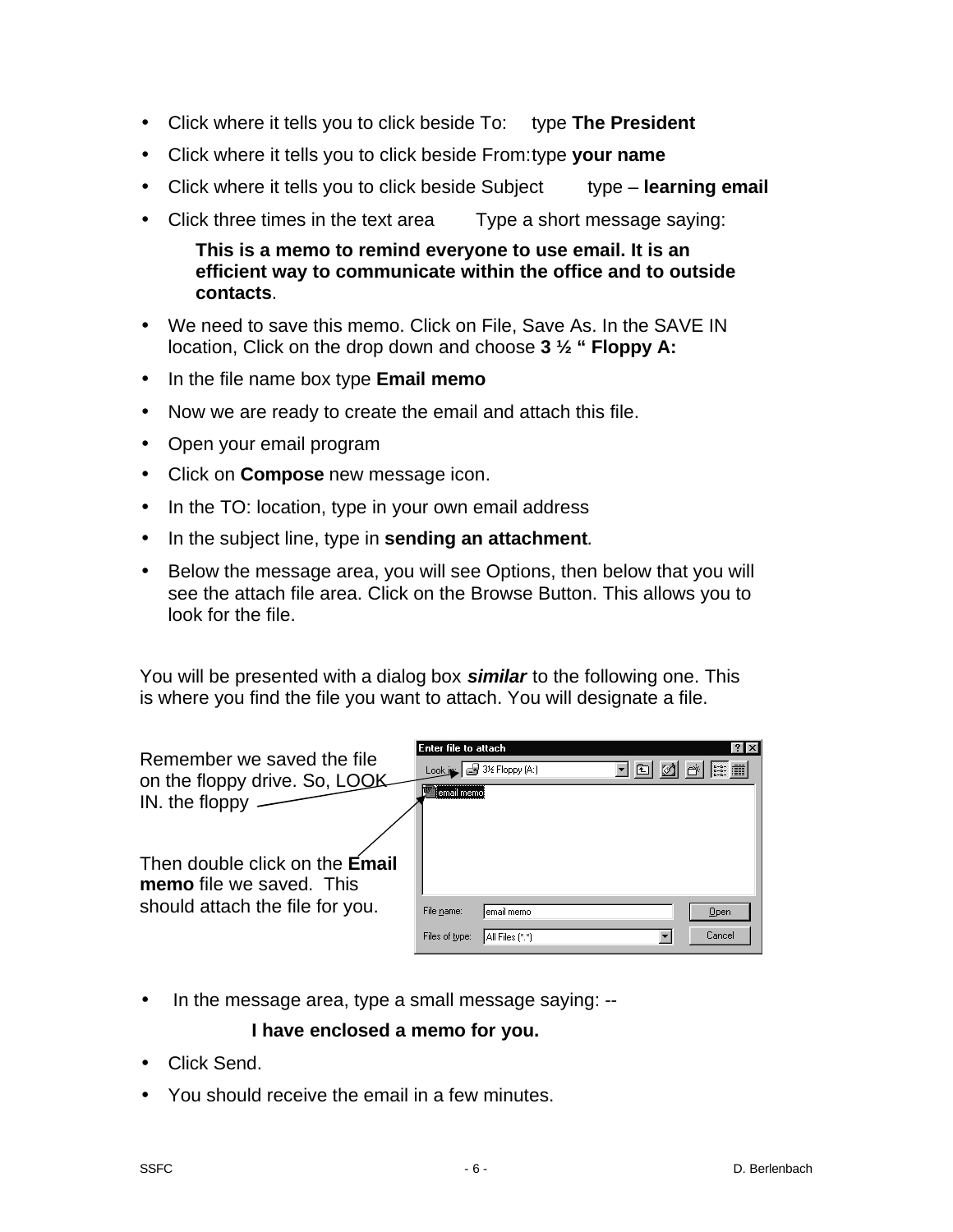- Click where it tells you to click beside To: type **The President**
- Click where it tells you to click beside From: type **your name**
- Click where it tells you to click beside Subject type – **learning email**
- Click three times in the text area Type a short message saying:

  **This is a memo to remind everyone to use email. It is an efficient way to communicate within the office and to outside contacts**.

- We need to save this memo. Click on File, Save As. In the SAVE IN location, Click on the drop down and choose **3 ½ " Floppy A:**
- In the file name box type **Email memo**
- Now we are ready to create the email and attach this file.
- Open your email program
- Click on **Compose** new message icon.
- In the TO: location, type in your own email address
- In the subject line, type in **sending an attachment**.
- Below the message area, you will see Options, then below that you will see the attach file area. Click on the Browse Button. This allows you to look for the file.

You will be presented with a dialog box ***similar*** to the following one. This is where you find the file you want to attach. You will designate a file.

Remember we saved the file on the floppy drive. So, LOOK IN. the floppy

Then double click on the **Email memo** file we saved. This should attach the file for you.

- In the message area, type a small message saying: --

  **I have enclosed a memo for you.**

- Click Send.
- You should receive the email in a few minutes.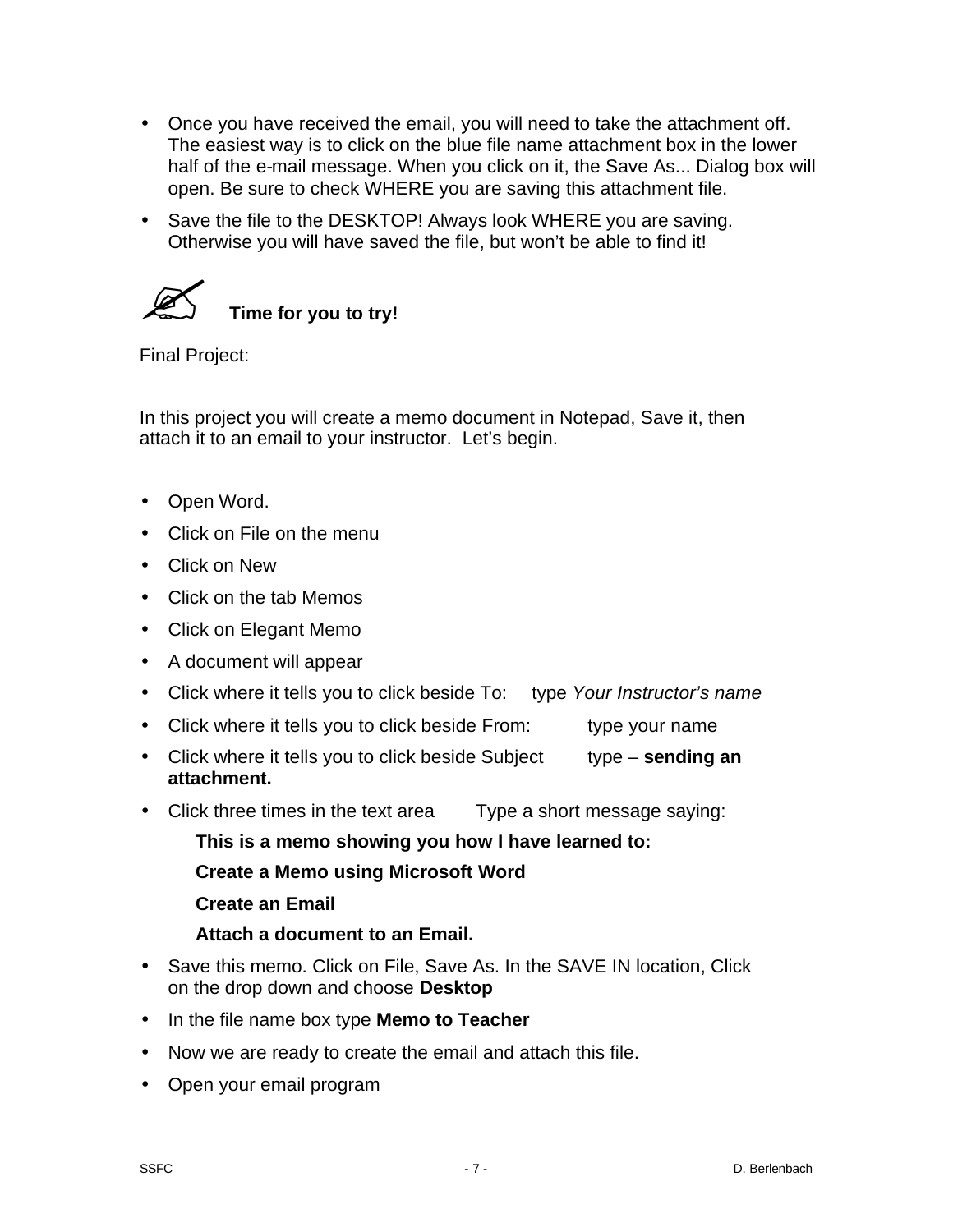- Once you have received the email, you will need to take the attachment off. The easiest way is to click on the blue file name attachment box in the lower half of the e-mail message. When you click on it, the Save As... Dialog box will open. Be sure to check WHERE you are saving this attachment file.
- Save the file to the DESKTOP! Always look WHERE you are saving. Otherwise you will have saved the file, but won't be able to find it!

✍ **Time for you to try!**

Final Project:

In this project you will create a memo document in Notepad, Save it, then attach it to an email to your instructor. Let's begin.

- Open Word.
- Click on File on the menu
- Click on New
- Click on the tab Memos
- Click on Elegant Memo
- A document will appear
- Click where it tells you to click beside To: type *Your Instructor's name*
- Click where it tells you to click beside From: type your name
- Click where it tells you to click beside Subject type – **sending an attachment.**
- Click three times in the text area Type a short message saying:

  **This is a memo showing you how I have learned to:**

  **Create a Memo using Microsoft Word**

  **Create an Email**

  **Attach a document to an Email.**
- Save this memo. Click on File, Save As. In the SAVE IN location, Click on the drop down and choose **Desktop**
- In the file name box type **Memo to Teacher**
- Now we are ready to create the email and attach this file.
- Open your email program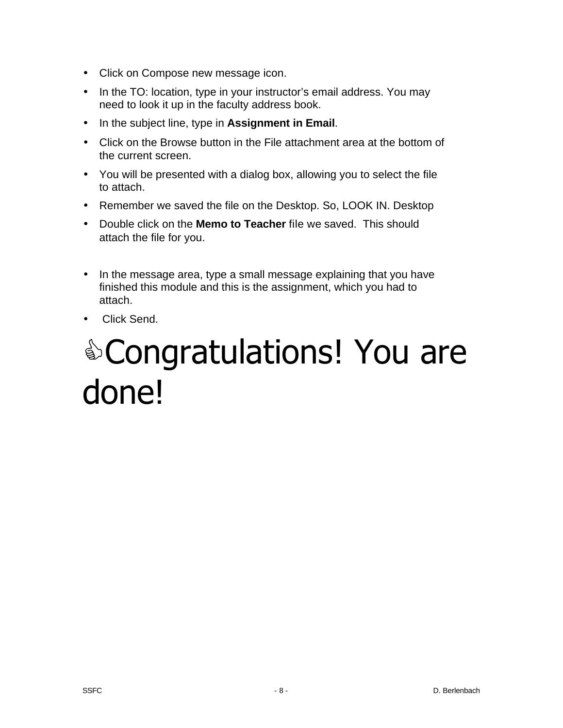- Click on Compose new message icon.
- In the TO: location, type in your instructor's email address. You may need to look it up in the faculty address book.
- In the subject line, type in **Assignment in Email**.
- Click on the Browse button in the File attachment area at the bottom of the current screen.
- You will be presented with a dialog box, allowing you to select the file to attach.
- Remember we saved the file on the Desktop. So, LOOK IN. Desktop
- Double click on the **Memo to Teacher** file we saved. This should attach the file for you.

- In the message area, type a small message explaining that you have finished this module and this is the assignment, which you had to attach.
- Click Send.

# Congratulations! You are done!